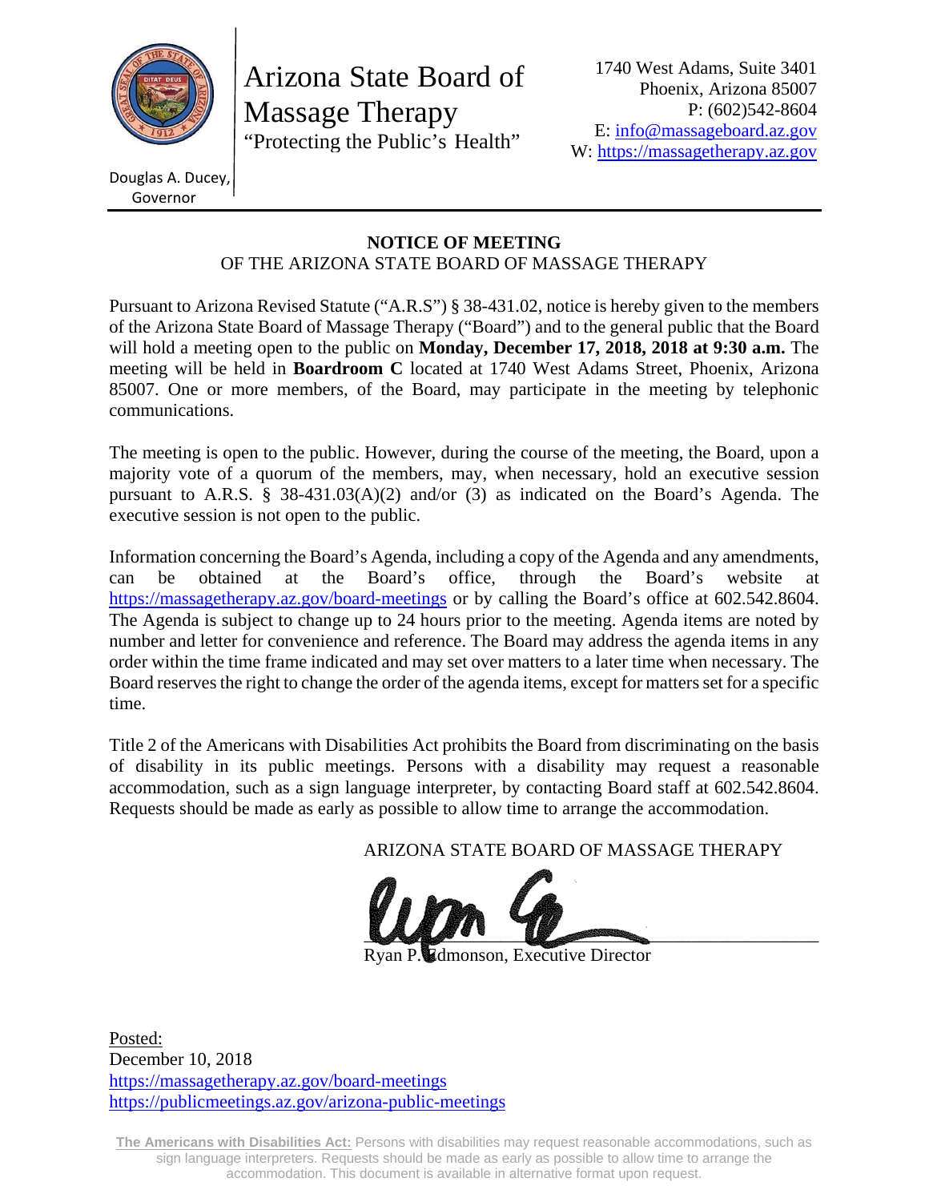Arizona State Board of Massage Therapy
"Protecting the Public's Health"

1740 West Adams, Suite 3401
Phoenix, Arizona 85007
P: (602)542-8604
E: info@massageboard.az.gov
W: https://massagetherapy.az.gov

Douglas A. Ducey, Governor

## NOTICE OF MEETING
### OF THE ARIZONA STATE BOARD OF MASSAGE THERAPY

Pursuant to Arizona Revised Statute ("A.R.S") § 38-431.02, notice is hereby given to the members of the Arizona State Board of Massage Therapy ("Board") and to the general public that the Board will hold a meeting open to the public on **Monday, December 17, 2018, 2018 at 9:30 a.m.** The meeting will be held in **Boardroom C** located at 1740 West Adams Street, Phoenix, Arizona 85007. One or more members, of the Board, may participate in the meeting by telephonic communications.

The meeting is open to the public. However, during the course of the meeting, the Board, upon a majority vote of a quorum of the members, may, when necessary, hold an executive session pursuant to A.R.S. § 38-431.03(A)(2) and/or (3) as indicated on the Board's Agenda. The executive session is not open to the public.

Information concerning the Board's Agenda, including a copy of the Agenda and any amendments, can be obtained at the Board's office, through the Board's website at https://massagetherapy.az.gov/board-meetings or by calling the Board's office at 602.542.8604. The Agenda is subject to change up to 24 hours prior to the meeting. Agenda items are noted by number and letter for convenience and reference. The Board may address the agenda items in any order within the time frame indicated and may set over matters to a later time when necessary. The Board reserves the right to change the order of the agenda items, except for matters set for a specific time.

Title 2 of the Americans with Disabilities Act prohibits the Board from discriminating on the basis of disability in its public meetings. Persons with a disability may request a reasonable accommodation, such as a sign language interpreter, by contacting Board staff at 602.542.8604. Requests should be made as early as possible to allow time to arrange the accommodation.

ARIZONA STATE BOARD OF MASSAGE THERAPY

Ryan P. Edmonson, Executive Director

Posted:
December 10, 2018
https://massagetherapy.az.gov/board-meetings
https://publicmeetings.az.gov/arizona-public-meetings

**The Americans with Disabilities Act:** Persons with disabilities may request reasonable accommodations, such as sign language interpreters. Requests should be made as early as possible to allow time to arrange the accommodation. This document is available in alternative format upon request.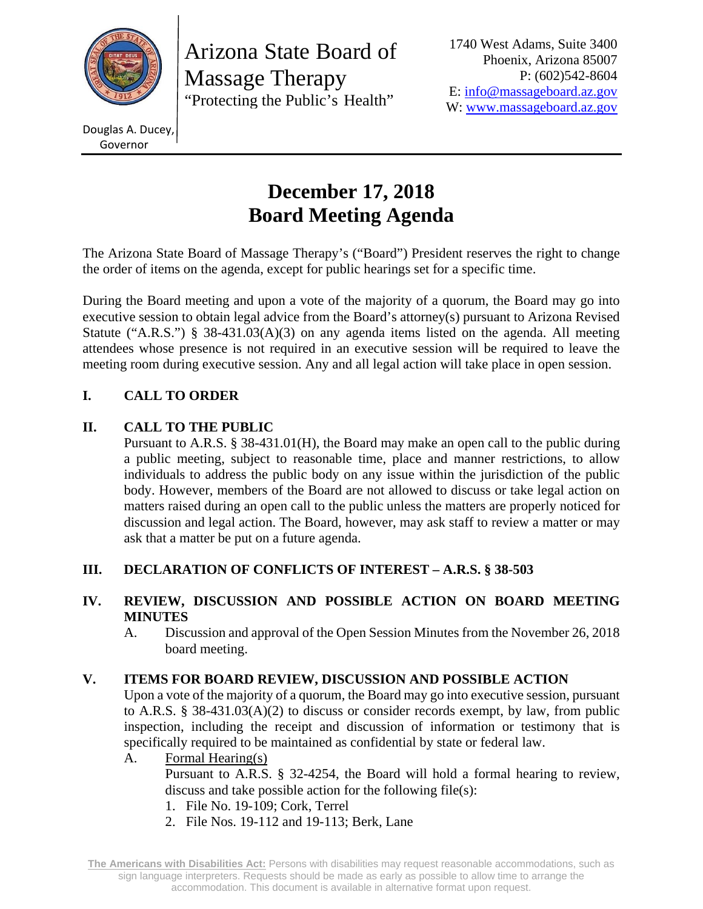Arizona State Board of Massage Therapy
"Protecting the Public's Health"

Douglas A. Ducey, Governor

1740 West Adams, Suite 3400
Phoenix, Arizona 85007
P: (602)542-8604
E: info@massageboard.az.gov
W: www.massageboard.az.gov

# December 17, 2018
# Board Meeting Agenda

The Arizona State Board of Massage Therapy's ("Board") President reserves the right to change the order of items on the agenda, except for public hearings set for a specific time.

During the Board meeting and upon a vote of the majority of a quorum, the Board may go into executive session to obtain legal advice from the Board's attorney(s) pursuant to Arizona Revised Statute ("A.R.S.") § 38-431.03(A)(3) on any agenda items listed on the agenda. All meeting attendees whose presence is not required in an executive session will be required to leave the meeting room during executive session. Any and all legal action will take place in open session.

## I. CALL TO ORDER

## II. CALL TO THE PUBLIC

Pursuant to A.R.S. § 38-431.01(H), the Board may make an open call to the public during a public meeting, subject to reasonable time, place and manner restrictions, to allow individuals to address the public body on any issue within the jurisdiction of the public body. However, members of the Board are not allowed to discuss or take legal action on matters raised during an open call to the public unless the matters are properly noticed for discussion and legal action. The Board, however, may ask staff to review a matter or may ask that a matter be put on a future agenda.

## III. DECLARATION OF CONFLICTS OF INTEREST – A.R.S. § 38-503

## IV. REVIEW, DISCUSSION AND POSSIBLE ACTION ON BOARD MEETING MINUTES

A. Discussion and approval of the Open Session Minutes from the November 26, 2018 board meeting.

## V. ITEMS FOR BOARD REVIEW, DISCUSSION AND POSSIBLE ACTION

Upon a vote of the majority of a quorum, the Board may go into executive session, pursuant to A.R.S. § 38-431.03(A)(2) to discuss or consider records exempt, by law, from public inspection, including the receipt and discussion of information or testimony that is specifically required to be maintained as confidential by state or federal law.

A. Formal Hearing(s)

Pursuant to A.R.S. § 32-4254, the Board will hold a formal hearing to review, discuss and take possible action for the following file(s):

1. File No. 19-109; Cork, Terrel
2. File Nos. 19-112 and 19-113; Berk, Lane

**The Americans with Disabilities Act:** Persons with disabilities may request reasonable accommodations, such as sign language interpreters. Requests should be made as early as possible to allow time to arrange the accommodation. This document is available in alternative format upon request.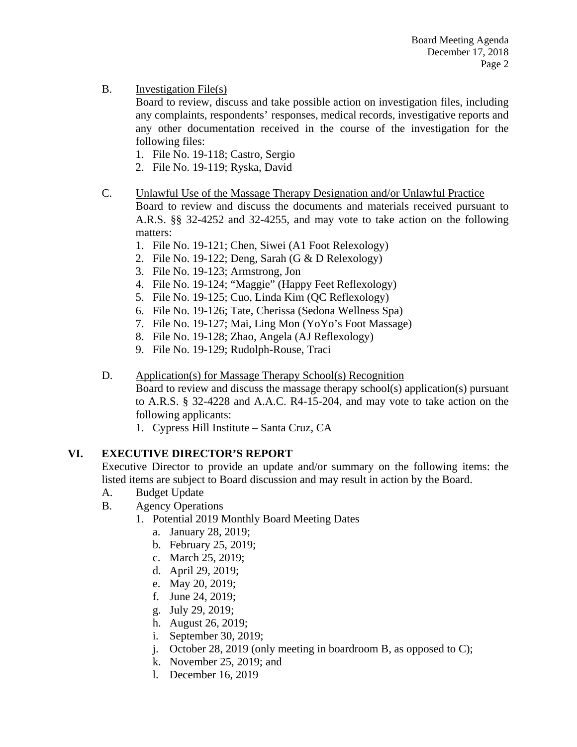B. <u>Investigation File(s)</u>

Board to review, discuss and take possible action on investigation files, including any complaints, respondents' responses, medical records, investigative reports and any other documentation received in the course of the investigation for the following files:

1. File No. 19-118; Castro, Sergio
2. File No. 19-119; Ryska, David

C. <u>Unlawful Use of the Massage Therapy Designation and/or Unlawful Practice</u>

Board to review and discuss the documents and materials received pursuant to A.R.S. §§ 32-4252 and 32-4255, and may vote to take action on the following matters:

1. File No. 19-121; Chen, Siwei (A1 Foot Relexology)
2. File No. 19-122; Deng, Sarah (G & D Relexology)
3. File No. 19-123; Armstrong, Jon
4. File No. 19-124; "Maggie" (Happy Feet Reflexology)
5. File No. 19-125; Cuo, Linda Kim (QC Reflexology)
6. File No. 19-126; Tate, Cherissa (Sedona Wellness Spa)
7. File No. 19-127; Mai, Ling Mon (YoYo's Foot Massage)
8. File No. 19-128; Zhao, Angela (AJ Reflexology)
9. File No. 19-129; Rudolph-Rouse, Traci

D. <u>Application(s) for Massage Therapy School(s) Recognition</u>

Board to review and discuss the massage therapy school(s) application(s) pursuant to A.R.S. § 32-4228 and A.A.C. R4-15-204, and may vote to take action on the following applicants:

1. Cypress Hill Institute – Santa Cruz, CA

## VI. EXECUTIVE DIRECTOR'S REPORT

Executive Director to provide an update and/or summary on the following items: the listed items are subject to Board discussion and may result in action by the Board.

A. Budget Update

B. Agency Operations

1. Potential 2019 Monthly Board Meeting Dates
   a. January 28, 2019;
   b. February 25, 2019;
   c. March 25, 2019;
   d. April 29, 2019;
   e. May 20, 2019;
   f. June 24, 2019;
   g. July 29, 2019;
   h. August 26, 2019;
   i. September 30, 2019;
   j. October 28, 2019 (only meeting in boardroom B, as opposed to C);
   k. November 25, 2019; and
   l. December 16, 2019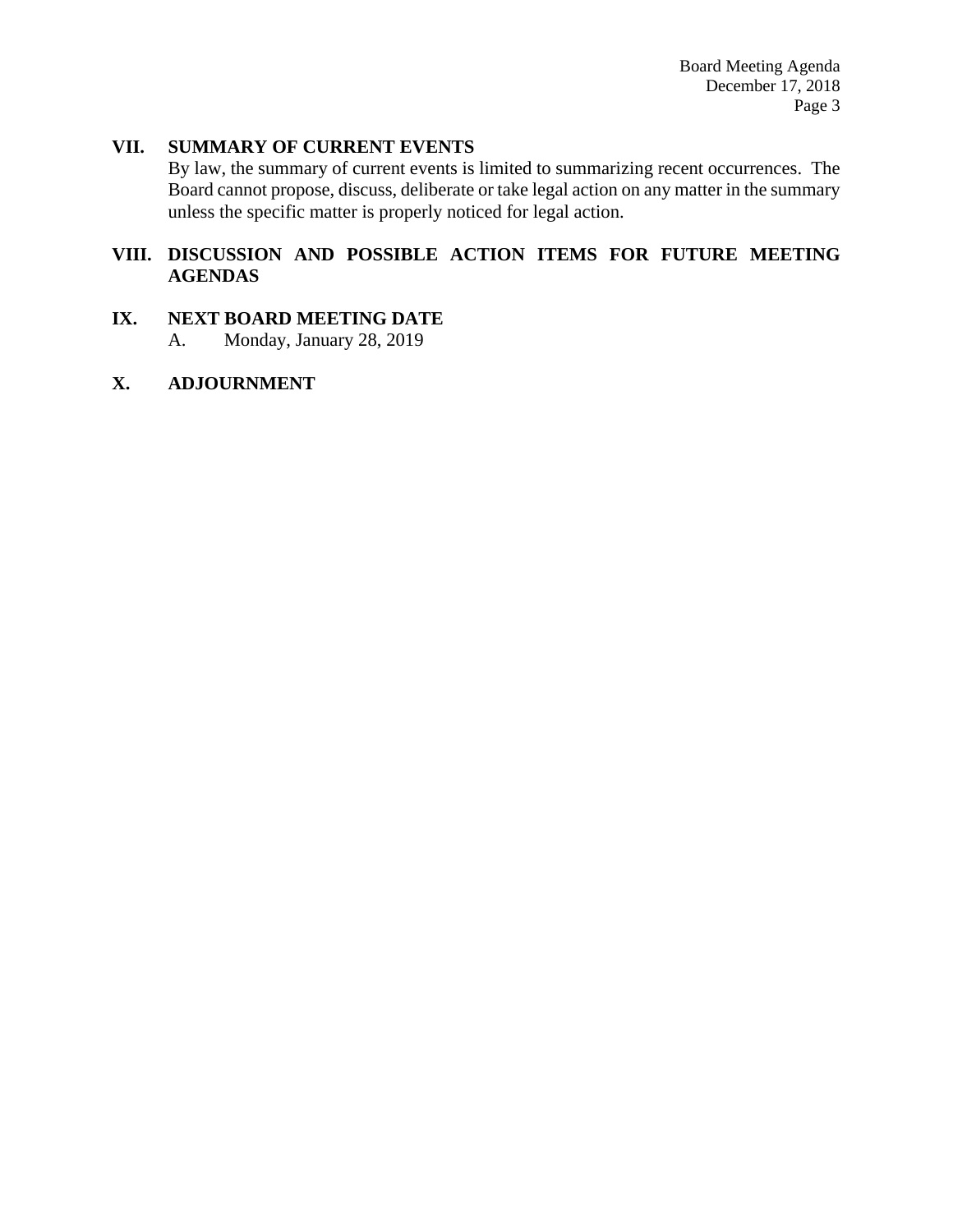## VII. SUMMARY OF CURRENT EVENTS

By law, the summary of current events is limited to summarizing recent occurrences. The Board cannot propose, discuss, deliberate or take legal action on any matter in the summary unless the specific matter is properly noticed for legal action.

## VIII. DISCUSSION AND POSSIBLE ACTION ITEMS FOR FUTURE MEETING AGENDAS

## IX. NEXT BOARD MEETING DATE

A. Monday, January 28, 2019

## X. ADJOURNMENT